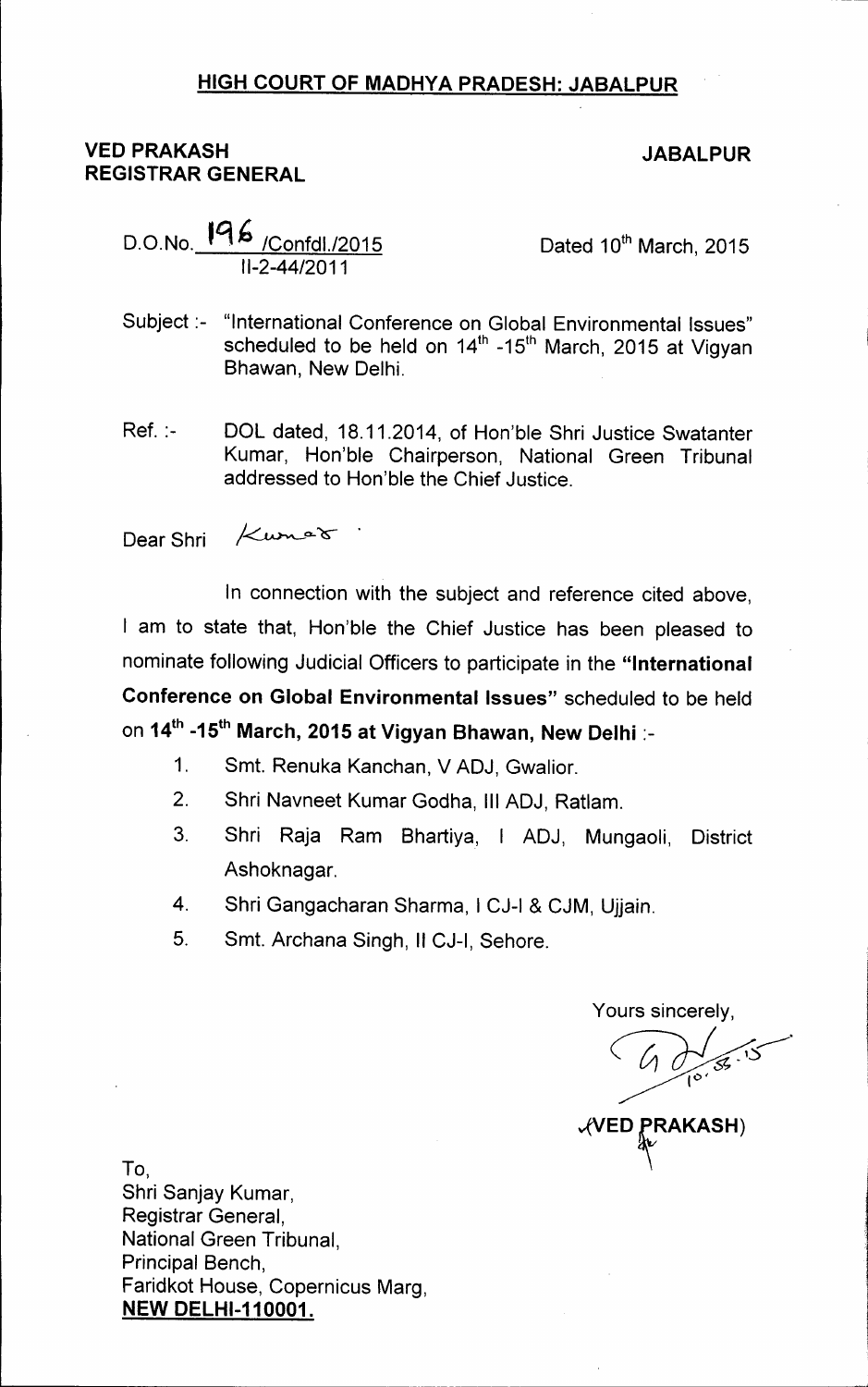## HIGH COURT OF MADHYA PRADESH: JABALPUR

**VED PRAKASH**
**REGISTRAR GENERAL**

**JABALPUR**

D.O.No. 196 /Confdl./2015
II-2-44/2011

Dated 10th March, 2015

Subject :- "International Conference on Global Environmental Issues" scheduled to be held on 14th -15th March, 2015 at Vigyan Bhawan, New Delhi.

Ref. :- DOL dated, 18.11.2014, of Hon'ble Shri Justice Swatanter Kumar, Hon'ble Chairperson, National Green Tribunal addressed to Hon'ble the Chief Justice.

Dear Shri Kumar

In connection with the subject and reference cited above, I am to state that, Hon'ble the Chief Justice has been pleased to nominate following Judicial Officers to participate in the **"International Conference on Global Environmental Issues"** scheduled to be held on **14th -15th March, 2015 at Vigyan Bhawan, New Delhi** :-

1. Smt. Renuka Kanchan, V ADJ, Gwalior.
2. Shri Navneet Kumar Godha, III ADJ, Ratlam.
3. Shri Raja Ram Bhartiya, I ADJ, Mungaoli, District Ashoknagar.
4. Shri Gangacharan Sharma, I CJ-I & CJM, Ujjain.
5. Smt. Archana Singh, II CJ-I, Sehore.

Yours sincerely,

10.3.15

(VED PRAKASH)

To,
Shri Sanjay Kumar,
Registrar General,
National Green Tribunal,
Principal Bench,
Faridkot House, Copernicus Marg,
**NEW DELHI-110001.**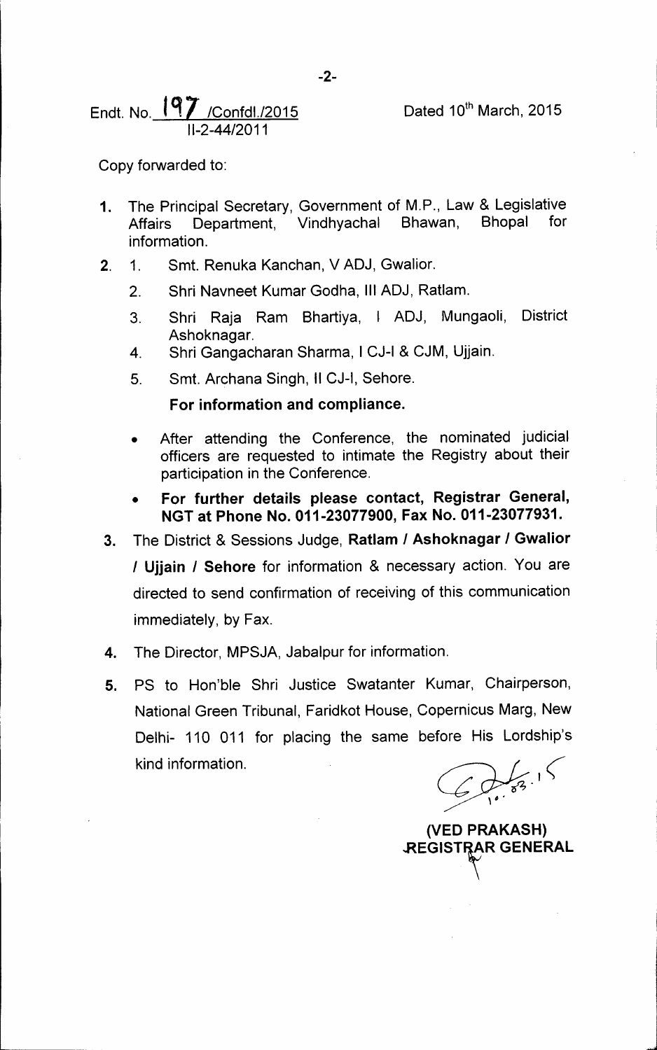Endt. No. 197 /Confdl./2015 Dated 10th March, 2015
II-2-44/2011

Copy forwarded to:

1. The Principal Secretary, Government of M.P., Law & Legislative Affairs Department, Vindhyachal Bhawan, Bhopal for information.

2. 1. Smt. Renuka Kanchan, V ADJ, Gwalior.
   2. Shri Navneet Kumar Godha, III ADJ, Ratlam.
   3. Shri Raja Ram Bhartiya, I ADJ, Mungaoli, District Ashoknagar.
   4. Shri Gangacharan Sharma, I CJ-I & CJM, Ujjain.
   5. Smt. Archana Singh, II CJ-I, Sehore.

   **For information and compliance.**

   - After attending the Conference, the nominated judicial officers are requested to intimate the Registry about their participation in the Conference.
   - **For further details please contact, Registrar General, NGT at Phone No. 011-23077900, Fax No. 011-23077931.**

3. The District & Sessions Judge, **Ratlam / Ashoknagar / Gwalior / Ujjain / Sehore** for information & necessary action. You are directed to send confirmation of receiving of this communication immediately, by Fax.

4. The Director, MPSJA, Jabalpur for information.

5. PS to Hon'ble Shri Justice Swatanter Kumar, Chairperson, National Green Tribunal, Faridkot House, Copernicus Marg, New Delhi- 110 011 for placing the same before His Lordship's kind information.

10.03.15

**(VED PRAKASH)**
**REGISTRAR GENERAL**